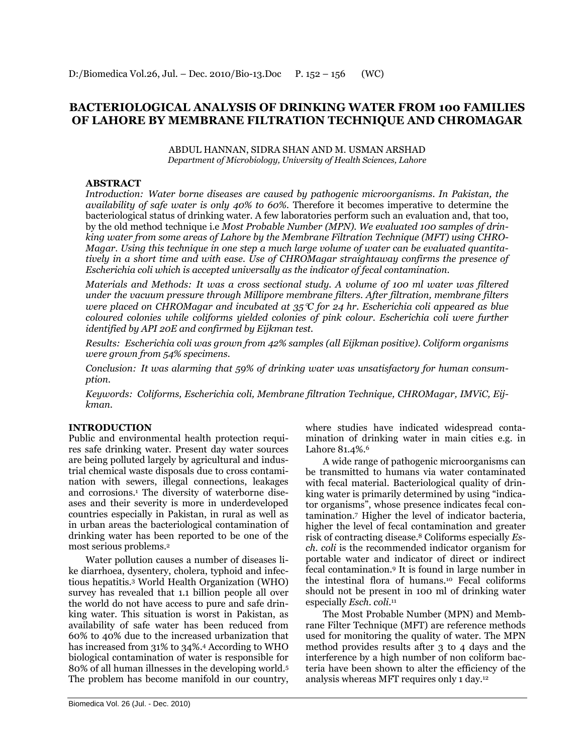# BACTERIOLOGICAL ANALYSIS OF DRINKING WATER FROM 100 FAMILIES OF LAHORE BY MEMBRANE FILTRATION TECHNIQUE AND CHROMAGAR

ABDUL HANNAN, SIDRA SHAN AND M. USMAN ARSHAD

*Department of Microbiology, University of Health Sciences, Lahore*

## ABSTRACT

*Introduction: Water borne diseases are caused by pathogenic microorganisms. In Pakistan, the availability of safe water is only 40% to 60%.* Therefore it becomes imperative to determine the bacteriological status of drinking water. A few laboratories perform such an evaluation and, that too, by the old method technique i.e *Most Probable Number (MPN). We evaluated 100 samples of drinking water from some areas of Lahore by the Membrane Filtration Technique (MFT) using CHROMagar. Using this technique in one step a much large volume of water can be evaluated quantitatively in a short time and with ease. Use of CHROMagar straightaway confirms the presence of Escherichia coli which is accepted universally as the indicator of fecal contamination.*

*Materials and Methods: It was a cross sectional study. A volume of 100 ml water was filtered under the vacuum pressure through Millipore membrane filters. After filtration, membrane filters were placed on CHROMagar and incubated at 35°C for 24 hr. Escherichia coli appeared as blue coloured colonies while coliforms yielded colonies of pink colour. Escherichia coli were further identified by API 20E and confirmed by Eijkman test.*

*Results: Escherichia coli was grown from 42% samples (all Eijkman positive). Coliform organisms were grown from 54% specimens.*

*Conclusion: It was alarming that 59% of drinking water was unsatisfactory for human consumption.*

*Keywords: Coliforms, Escherichia coli, Membrane filtration Technique, CHROMagar, IMViC, Eijkman.*

## INTRODUCTION

Public and environmental health protection requires safe drinking water. Present day water sources are being polluted largely by agricultural and industrial chemical waste disposals due to cross contamination with sewers, illegal connections, leakages and corrosions.[1] The diversity of waterborne diseases and their severity is more in underdeveloped countries especially in Pakistan, in rural as well as in urban areas the bacteriological contamination of drinking water has been reported to be one of the most serious problems.[2]

Water pollution causes a number of diseases like diarrhoea, dysentery, cholera, typhoid and infectious hepatitis.[3] World Health Organization (WHO) survey has revealed that 1.1 billion people all over the world do not have access to pure and safe drinking water. This situation is worst in Pakistan, as availability of safe water has been reduced from 60% to 40% due to the increased urbanization that has increased from 31% to 34%.[4] According to WHO biological contamination of water is responsible for 80% of all human illnesses in the developing world.[5] The problem has become manifold in our country, where studies have indicated widespread contamination of drinking water in main cities e.g. in Lahore 81.4%.[6]

A wide range of pathogenic microorganisms can be transmitted to humans via water contaminated with fecal material. Bacteriological quality of drinking water is primarily determined by using "indicator organisms", whose presence indicates fecal contamination.[7] Higher the level of indicator bacteria, higher the level of fecal contamination and greater risk of contracting disease.[8] Coliforms especially *Esch. coli* is the recommended indicator organism for portable water and indicator of direct or indirect fecal contamination.[9] It is found in large number in the intestinal flora of humans.[10] Fecal coliforms should not be present in 100 ml of drinking water especially *Esch. coli*.[11]

The Most Probable Number (MPN) and Membrane Filter Technique (MFT) are reference methods used for monitoring the quality of water. The MPN method provides results after 3 to 4 days and the interference by a high number of non coliform bacteria have been shown to alter the efficiency of the analysis whereas MFT requires only 1 day.[12]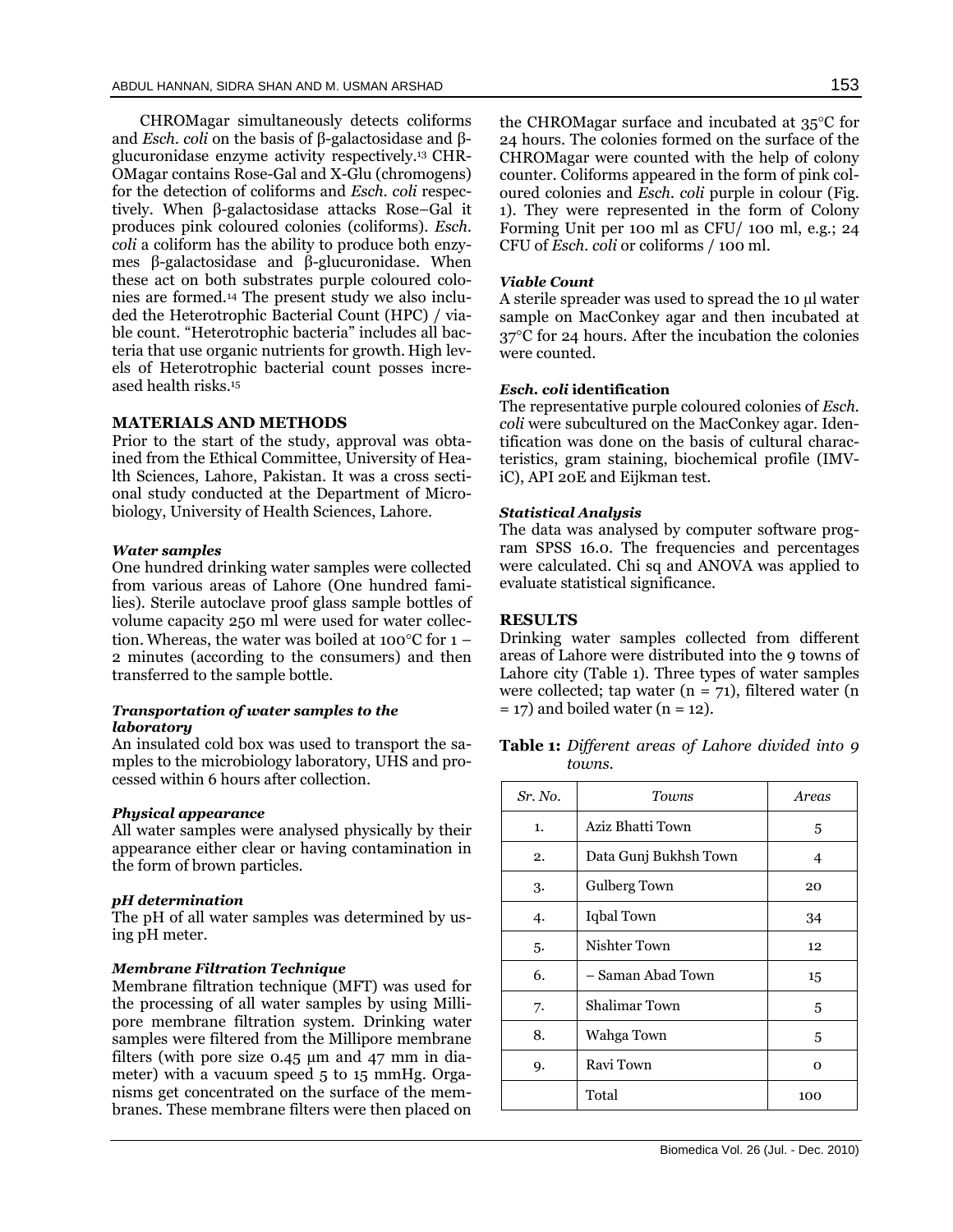CHROMagar simultaneously detects coliforms and *Esch. coli* on the basis of β-galactosidase and β-glucuronidase enzyme activity respectively.[13] CHROMagar contains Rose-Gal and X-Glu (chromogens) for the detection of coliforms and *Esch. coli* respectively. When β-galactosidase attacks Rose–Gal it produces pink coloured colonies (coliforms). *Esch. coli* a coliform has the ability to produce both enzymes β-galactosidase and β-glucuronidase. When these act on both substrates purple coloured colonies are formed.[14] The present study we also included the Heterotrophic Bacterial Count (HPC) / viable count. "Heterotrophic bacteria" includes all bacteria that use organic nutrients for growth. High levels of Heterotrophic bacterial count posses increased health risks.[15]

## MATERIALS AND METHODS

Prior to the start of the study, approval was obtained from the Ethical Committee, University of Health Sciences, Lahore, Pakistan. It was a cross sectional study conducted at the Department of Microbiology, University of Health Sciences, Lahore.

### *Water samples*

One hundred drinking water samples were collected from various areas of Lahore (One hundred families). Sterile autoclave proof glass sample bottles of volume capacity 250 ml were used for water collection. Whereas, the water was boiled at 100°C for 1 – 2 minutes (according to the consumers) and then transferred to the sample bottle.

### *Transportation of water samples to the laboratory*

An insulated cold box was used to transport the samples to the microbiology laboratory, UHS and processed within 6 hours after collection.

### *Physical appearance*

All water samples were analysed physically by their appearance either clear or having contamination in the form of brown particles.

### *pH determination*

The pH of all water samples was determined by using pH meter.

### *Membrane Filtration Technique*

Membrane filtration technique (MFT) was used for the processing of all water samples by using Millipore membrane filtration system. Drinking water samples were filtered from the Millipore membrane filters (with pore size 0.45 µm and 47 mm in diameter) with a vacuum speed 5 to 15 mmHg. Organisms get concentrated on the surface of the membranes. These membrane filters were then placed on the CHROMagar surface and incubated at 35°C for 24 hours. The colonies formed on the surface of the CHROMagar were counted with the help of colony counter. Coliforms appeared in the form of pink coloured colonies and *Esch. coli* purple in colour (Fig. 1). They were represented in the form of Colony Forming Unit per 100 ml as CFU/ 100 ml, e.g.; 24 CFU of *Esch. coli* or coliforms / 100 ml.

### *Viable Count*

A sterile spreader was used to spread the 10 µl water sample on MacConkey agar and then incubated at 37°C for 24 hours. After the incubation the colonies were counted.

### *Esch. coli* identification

The representative purple coloured colonies of *Esch. coli* were subcultured on the MacConkey agar. Identification was done on the basis of cultural characteristics, gram staining, biochemical profile (IMViC), API 20E and Eijkman test.

### *Statistical Analysis*

The data was analysed by computer software program SPSS 16.0. The frequencies and percentages were calculated. Chi sq and ANOVA was applied to evaluate statistical significance.

## RESULTS

Drinking water samples collected from different areas of Lahore were distributed into the 9 towns of Lahore city (Table 1). Three types of water samples were collected; tap water (n = 71), filtered water (n = 17) and boiled water (n = 12).

**Table 1:** *Different areas of Lahore divided into 9 towns.*

| *Sr. No.* | *Towns* | *Areas* |
|---|---|---|
| 1. | Aziz Bhatti Town | 5 |
| 2. | Data Gunj Bukhsh Town | 4 |
| 3. | Gulberg Town | 20 |
| 4. | Iqbal Town | 34 |
| 5. | Nishter Town | 12 |
| 6. | – Saman Abad Town | 15 |
| 7. | Shalimar Town | 5 |
| 8. | Wahga Town | 5 |
| 9. | Ravi Town | 0 |
|  | Total | 100 |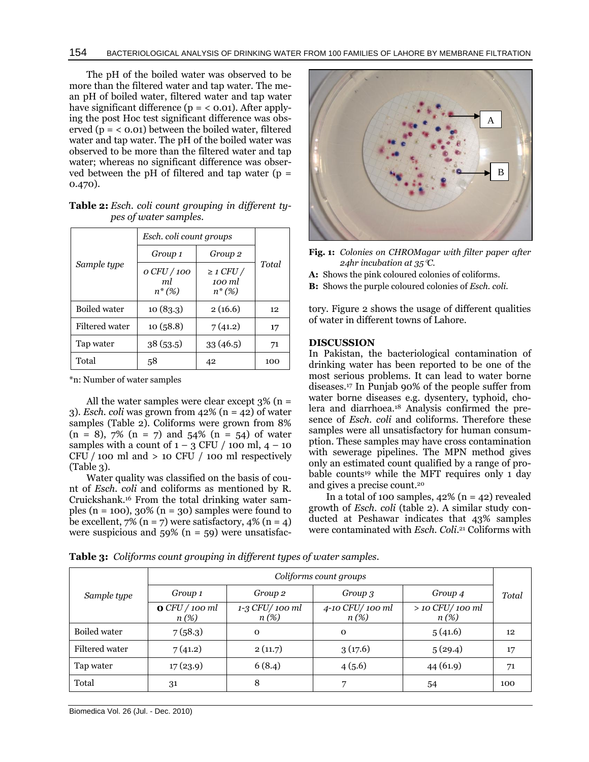The pH of the boiled water was observed to be more than the filtered water and tap water. The mean pH of boiled water, filtered water and tap water have significant difference (p = < 0.01). After applying the post Hoc test significant difference was observed (p = < 0.01) between the boiled water, filtered water and tap water. The pH of the boiled water was observed to be more than the filtered water and tap water; whereas no significant difference was observed between the pH of filtered and tap water (p = 0.470).

**Table 2:** *Esch. coli count grouping in different types of water samples.*

| *Sample type* | *Esch. coli count groups* | | *Total* |
|---|---|---|---|
| | *Group 1* | *Group 2* | |
| | *0 CFU / 100 ml n\* (%)* | *≥ 1 CFU / 100 ml n\* (%)* | |
| Boiled water | 10 (83.3) | 2 (16.6) | 12 |
| Filtered water | 10 (58.8) | 7 (41.2) | 17 |
| Tap water | 38 (53.5) | 33 (46.5) | 71 |
| Total | 58 | 42 | 100 |

*n: Number of water samples

All the water samples were clear except 3% (n = 3). *Esch. coli* was grown from 42% (n = 42) of water samples (Table 2). Coliforms were grown from 8% (n = 8), 7% (n = 7) and 54% (n = 54) of water samples with a count of 1 – 3 CFU / 100 ml, 4 – 10 CFU / 100 ml and > 10 CFU / 100 ml respectively (Table 3).

Water quality was classified on the basis of count of *Esch. coli* and coliforms as mentioned by R. Cruickshank.[16] From the total drinking water samples (n = 100), 30% (n = 30) samples were found to be excellent, 7% (n = 7) were satisfactory, 4% (n = 4) were suspicious and 59% (n = 59) were unsatisfactory. Figure 2 shows the usage of different qualities of water in different towns of Lahore.

**Fig. 1:** *Colonies on CHROMagar with filter paper after 24hr incubation at 35°C.*

**A:** Shows the pink coloured colonies of coliforms.

**B:** Shows the purple coloured colonies of *Esch. coli*.

## DISCUSSION

In Pakistan, the bacteriological contamination of drinking water has been reported to be one of the most serious problems. It can lead to water borne diseases.[17] In Punjab 90% of the people suffer from water borne diseases e.g. dysentery, typhoid, cholera and diarrhoea.[18] Analysis confirmed the presence of *Esch. coli* and coliforms. Therefore these samples were all unsatisfactory for human consumption. These samples may have cross contamination with sewerage pipelines. The MPN method gives only an estimated count qualified by a range of probable counts[19] while the MFT requires only 1 day and gives a precise count.[20]

In a total of 100 samples, 42% (n = 42) revealed growth of *Esch. coli* (table 2). A similar study conducted at Peshawar indicates that 43% samples were contaminated with *Esch. Coli*.[21] Coliforms with

**Table 3:** *Coliforms count grouping in different types of water samples.*

| *Sample type* | *Coliforms count groups* | | | | *Total* |
|---|---|---|---|---|---|
| | *Group 1* | *Group 2* | *Group 3* | *Group 4* | |
| | **0** *CFU / 100 ml n (%)* | *1-3 CFU/ 100 ml n (%)* | *4-10 CFU/ 100 ml n (%)* | *> 10 CFU/ 100 ml n (%)* | |
| Boiled water | 7 (58.3) | 0 | 0 | 5 (41.6) | 12 |
| Filtered water | 7 (41.2) | 2 (11.7) | 3 (17.6) | 5 (29.4) | 17 |
| Tap water | 17 (23.9) | 6 (8.4) | 4 (5.6) | 44 (61.9) | 71 |
| Total | 31 | 8 | 7 | 54 | 100 |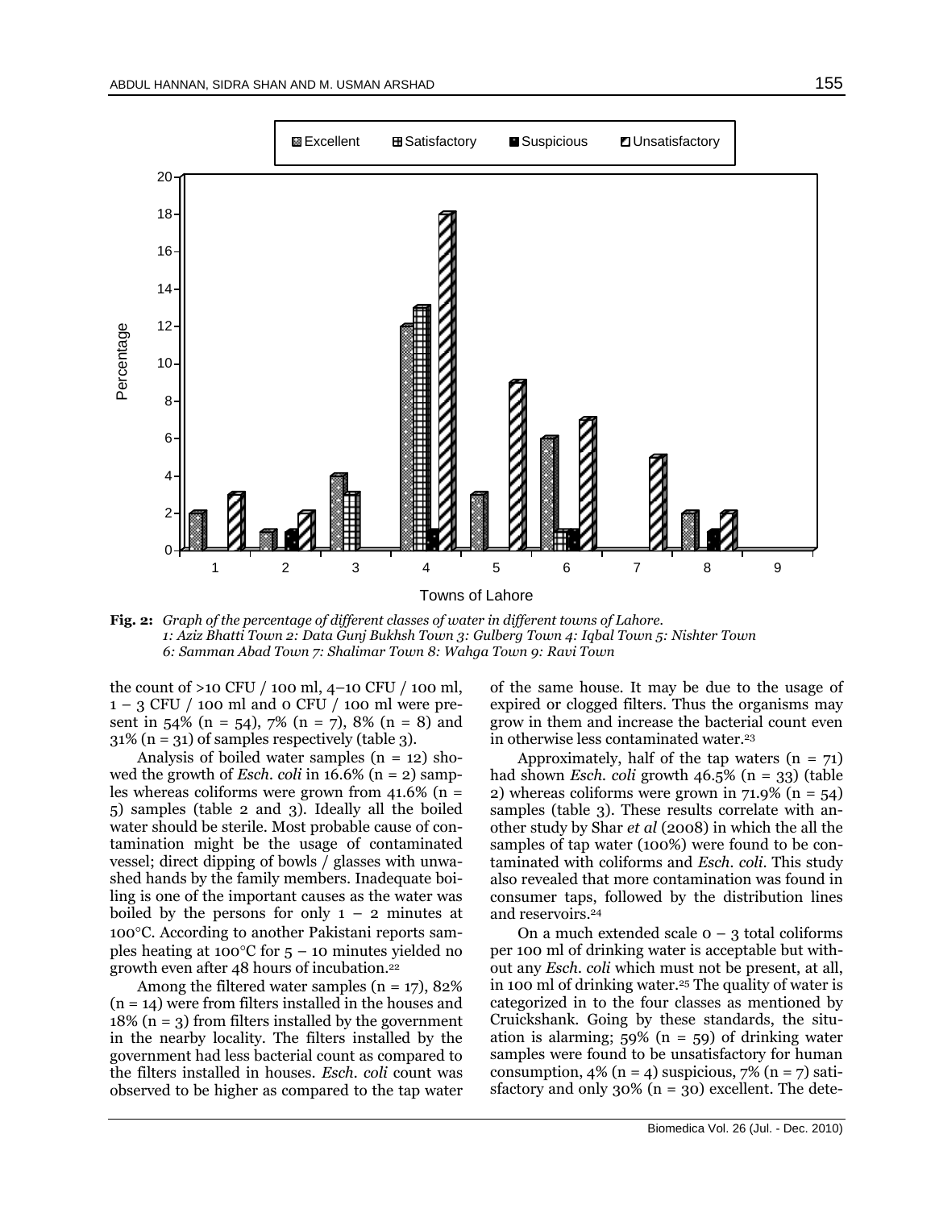**Fig. 2:** *Graph of the percentage of different classes of water in different towns of Lahore.*
*1: Aziz Bhatti Town 2: Data Gunj Bukhsh Town 3: Gulberg Town 4: Iqbal Town 5: Nishter Town 6: Samman Abad Town 7: Shalimar Town 8: Wahga Town 9: Ravi Town*

the count of >10 CFU / 100 ml, 4–10 CFU / 100 ml, 1 – 3 CFU / 100 ml and 0 CFU / 100 ml were present in 54% (n = 54), 7% (n = 7), 8% (n = 8) and 31% (n = 31) of samples respectively (table 3).

Analysis of boiled water samples (n = 12) showed the growth of *Esch. coli* in 16.6% (n = 2) samples whereas coliforms were grown from 41.6% (n = 5) samples (table 2 and 3). Ideally all the boiled water should be sterile. Most probable cause of contamination might be the usage of contaminated vessel; direct dipping of bowls / glasses with unwashed hands by the family members. Inadequate boiling is one of the important causes as the water was boiled by the persons for only 1 – 2 minutes at 100°C. According to another Pakistani reports samples heating at 100°C for 5 – 10 minutes yielded no growth even after 48 hours of incubation.[22]

Among the filtered water samples (n = 17), 82% (n = 14) were from filters installed in the houses and 18% (n = 3) from filters installed by the government in the nearby locality. The filters installed by the government had less bacterial count as compared to the filters installed in houses. *Esch. coli* count was observed to be higher as compared to the tap water of the same house. It may be due to the usage of expired or clogged filters. Thus the organisms may grow in them and increase the bacterial count even in otherwise less contaminated water.[23]

Approximately, half of the tap waters (n = 71) had shown *Esch. coli* growth 46.5% (n = 33) (table 2) whereas coliforms were grown in 71.9% (n = 54) samples (table 3). These results correlate with another study by Shar *et al* (2008) in which the all the samples of tap water (100%) were found to be contaminated with coliforms and *Esch. coli*. This study also revealed that more contamination was found in consumer taps, followed by the distribution lines and reservoirs.[24]

On a much extended scale 0 – 3 total coliforms per 100 ml of drinking water is acceptable but without any *Esch. coli* which must not be present, at all, in 100 ml of drinking water.[25] The quality of water is categorized in to the four classes as mentioned by Cruickshank. Going by these standards, the situation is alarming; 59% (n = 59) of drinking water samples were found to be unsatisfactory for human consumption, 4% (n = 4) suspicious, 7% (n = 7) satisfactory and only 30% (n = 30) excellent. The dete-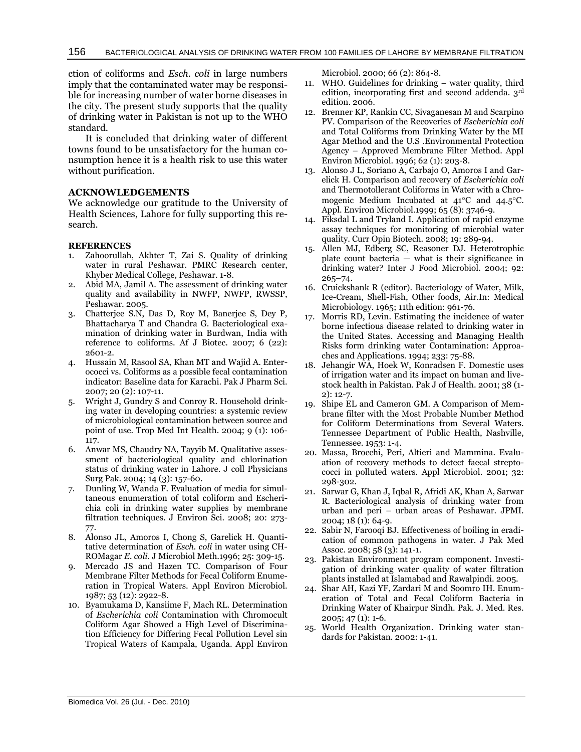ction of coliforms and *Esch. coli* in large numbers imply that the contaminated water may be responsible for increasing number of water borne diseases in the city. The present study supports that the quality of drinking water in Pakistan is not up to the WHO standard.

It is concluded that drinking water of different towns found to be unsatisfactory for the human consumption hence it is a health risk to use this water without purification.

## ACKNOWLEDGEMENTS

We acknowledge our gratitude to the University of Health Sciences, Lahore for fully supporting this research.

## REFERENCES

1. Zahoorullah, Akhter T, Zai S. Quality of drinking water in rural Peshawar. PMRC Research center, Khyber Medical College, Peshawar. 1-8.
2. Abid MA, Jamil A. The assessment of drinking water quality and availability in NWFP, NWFP, RWSSP, Peshawar. 2005.
3. Chatterjee S.N, Das D, Roy M, Banerjee S, Dey P, Bhattacharya T and Chandra G. Bacteriological examination of drinking water in Burdwan, India with reference to coliforms. Af J Biotec. 2007; 6 (22): 2601-2.
4. Hussain M, Rasool SA, Khan MT and Wajid A. Enterococci vs. Coliforms as a possible fecal contamination indicator: Baseline data for Karachi. Pak J Pharm Sci. 2007; 20 (2): 107-11.
5. Wright J, Gundry S and Conroy R. Household drinking water in developing countries: a systemic review of microbiological contamination between source and point of use. Trop Med Int Health. 2004; 9 (1): 106-117.
6. Anwar MS, Chaudry NA, Tayyib M. Qualitative assessment of bacteriological quality and chlorination status of drinking water in Lahore. J coll Physicians Surg Pak. 2004; 14 (3): 157-60.
7. Dunling W, Wanda F. Evaluation of media for simultaneous enumeration of total coliform and Escherichia coli in drinking water supplies by membrane filtration techniques. J Environ Sci. 2008; 20: 273-77.
8. Alonso JL, Amoros I, Chong S, Garelick H. Quantitative determination of *Esch. coli* in water using CHROMagar *E. coli*. J Microbiol Meth.1996; 25: 309-15.
9. Mercado JS and Hazen TC. Comparison of Four Membrane Filter Methods for Fecal Coliform Enumeration in Tropical Waters. Appl Environ Microbiol. 1987; 53 (12): 2922-8.
10. Byamukama D, Kansiime F, Mach RL. Determination of *Escherichia coli* Contamination with Chromocult Coliform Agar Showed a High Level of Discrimination Efficiency for Differing Fecal Pollution Level sin Tropical Waters of Kampala, Uganda. Appl Environ Microbiol. 2000; 66 (2): 864-8.
11. WHO. Guidelines for drinking – water quality, third edition, incorporating first and second addenda. 3rd edition. 2006.
12. Brenner KP, Rankin CC, Sivaganesan M and Scarpino PV. Comparison of the Recoveries of *Escherichia coli* and Total Coliforms from Drinking Water by the MI Agar Method and the U.S .Environmental Protection Agency – Approved Membrane Filter Method. Appl Environ Microbiol. 1996; 62 (1): 203-8.
13. Alonso J L, Soriano A, Carbajo O, Amoros I and Garelick H. Comparison and recovery of *Escherichia coli* and Thermotollerant Coliforms in Water with a Chromogenic Medium Incubated at 41°C and 44.5°C. Appl. Environ Microbiol.1999; 65 (8): 3746-9.
14. Fiksdal L and Tryland I. Application of rapid enzyme assay techniques for monitoring of microbial water quality. Curr Opin Biotech. 2008; 19: 289-94.
15. Allen MJ, Edberg SC, Reasoner DJ. Heterotrophic plate count bacteria — what is their significance in drinking water? Inter J Food Microbiol. 2004; 92: 265–74.
16. Cruickshank R (editor). Bacteriology of Water, Milk, Ice-Cream, Shell-Fish, Other foods, Air.In: Medical Microbiology. 1965; 11th edition: 961-76.
17. Morris RD, Levin. Estimating the incidence of water borne infectious disease related to drinking water in the United States. Accessing and Managing Health Risks form drinking water Contamination: Approaches and Applications. 1994; 233: 75-88.
18. Jehangir WA, Hoek W, Konradsen F. Domestic uses of irrigation water and its impact on human and livestock health in Pakistan. Pak J of Health. 2001; 38 (1-2): 12-7.
19. Shipe EL and Cameron GM. A Comparison of Membrane filter with the Most Probable Number Method for Coliform Determinations from Several Waters. Tennessee Department of Public Health, Nashville, Tennessee. 1953: 1-4.
20. Massa, Brocchi, Peri, Altieri and Mammina. Evaluation of recovery methods to detect faecal streptococci in polluted waters. Appl Microbiol. 2001; 32: 298-302.
21. Sarwar G, Khan J, Iqbal R, Afridi AK, Khan A, Sarwar R. Bacteriological analysis of drinking water from urban and peri – urban areas of Peshawar. JPMI. 2004; 18 (1): 64-9.
22. Sabir N, Farooqi BJ. Effectiveness of boiling in eradication of common pathogens in water. J Pak Med Assoc. 2008; 58 (3): 141-1.
23. Pakistan Environment program component. Investigation of drinking water quality of water filtration plants installed at Islamabad and Rawalpindi. 2005.
24. Shar AH, Kazi YF, Zardari M and Soomro IH. Enumeration of Total and Fecal Coliform Bacteria in Drinking Water of Khairpur Sindh. Pak. J. Med. Res. 2005; 47 (1): 1-6.
25. World Health Organization. Drinking water standards for Pakistan. 2002: 1-41.